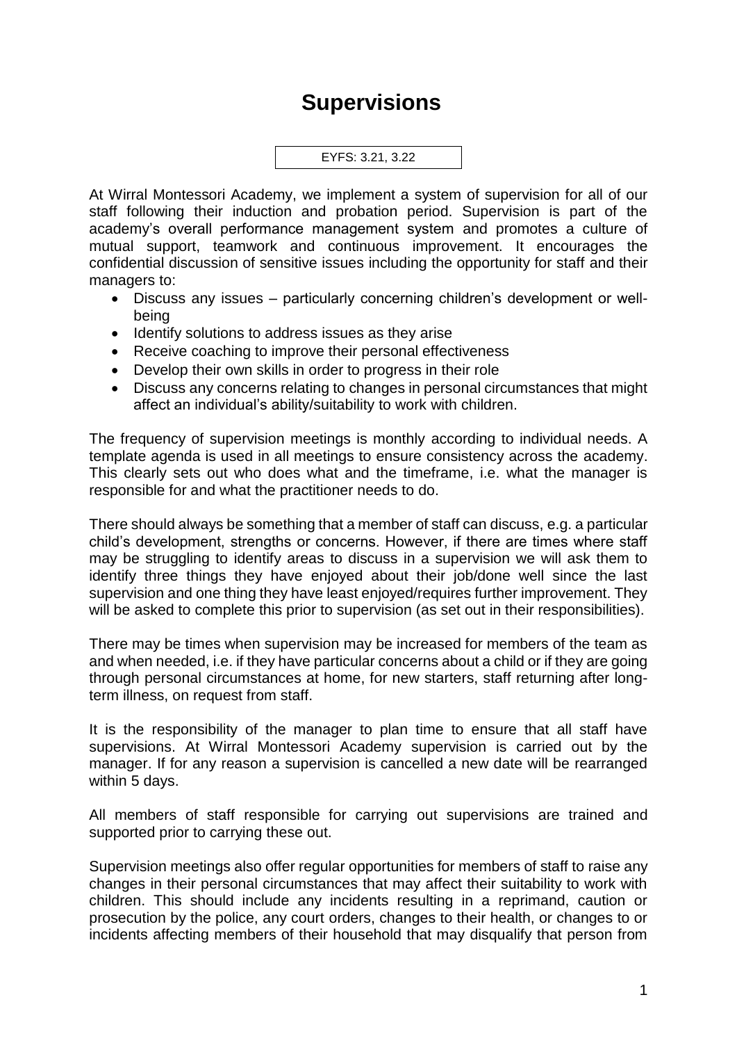# Supervisions

EYFS: 3.21, 3.22

At Wirral Montessori Academy, we implement a system of supervision for all of our staff following their induction and probation period. Supervision is part of the academy's overall performance management system and promotes a culture of mutual support, teamwork and continuous improvement. It encourages the confidential discussion of sensitive issues including the opportunity for staff and their managers to:

- Discuss any issues – particularly concerning children's development or well-being
- Identify solutions to address issues as they arise
- Receive coaching to improve their personal effectiveness
- Develop their own skills in order to progress in their role
- Discuss any concerns relating to changes in personal circumstances that might affect an individual's ability/suitability to work with children.

The frequency of supervision meetings is monthly according to individual needs. A template agenda is used in all meetings to ensure consistency across the academy. This clearly sets out who does what and the timeframe, i.e. what the manager is responsible for and what the practitioner needs to do.

There should always be something that a member of staff can discuss, e.g. a particular child's development, strengths or concerns. However, if there are times where staff may be struggling to identify areas to discuss in a supervision we will ask them to identify three things they have enjoyed about their job/done well since the last supervision and one thing they have least enjoyed/requires further improvement. They will be asked to complete this prior to supervision (as set out in their responsibilities).

There may be times when supervision may be increased for members of the team as and when needed, i.e. if they have particular concerns about a child or if they are going through personal circumstances at home, for new starters, staff returning after long-term illness, on request from staff.

It is the responsibility of the manager to plan time to ensure that all staff have supervisions. At Wirral Montessori Academy supervision is carried out by the manager. If for any reason a supervision is cancelled a new date will be rearranged within 5 days.

All members of staff responsible for carrying out supervisions are trained and supported prior to carrying these out.

Supervision meetings also offer regular opportunities for members of staff to raise any changes in their personal circumstances that may affect their suitability to work with children. This should include any incidents resulting in a reprimand, caution or prosecution by the police, any court orders, changes to their health, or changes to or incidents affecting members of their household that may disqualify that person from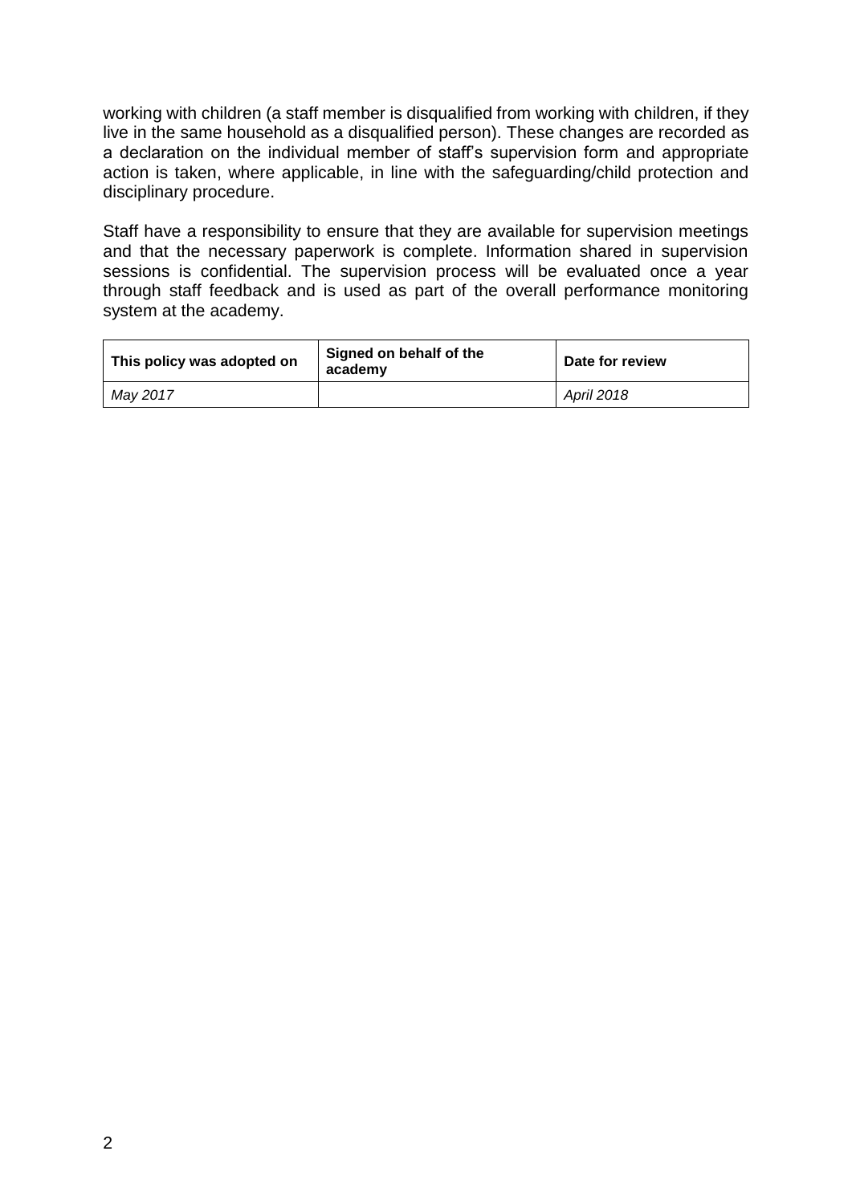working with children (a staff member is disqualified from working with children, if they live in the same household as a disqualified person). These changes are recorded as a declaration on the individual member of staff's supervision form and appropriate action is taken, where applicable, in line with the safeguarding/child protection and disciplinary procedure.

Staff have a responsibility to ensure that they are available for supervision meetings and that the necessary paperwork is complete. Information shared in supervision sessions is confidential. The supervision process will be evaluated once a year through staff feedback and is used as part of the overall performance monitoring system at the academy.

| **This policy was adopted on** | **Signed on behalf of the academy** | **Date for review** |
|---|---|---|
| *May 2017* | | *April 2018* |